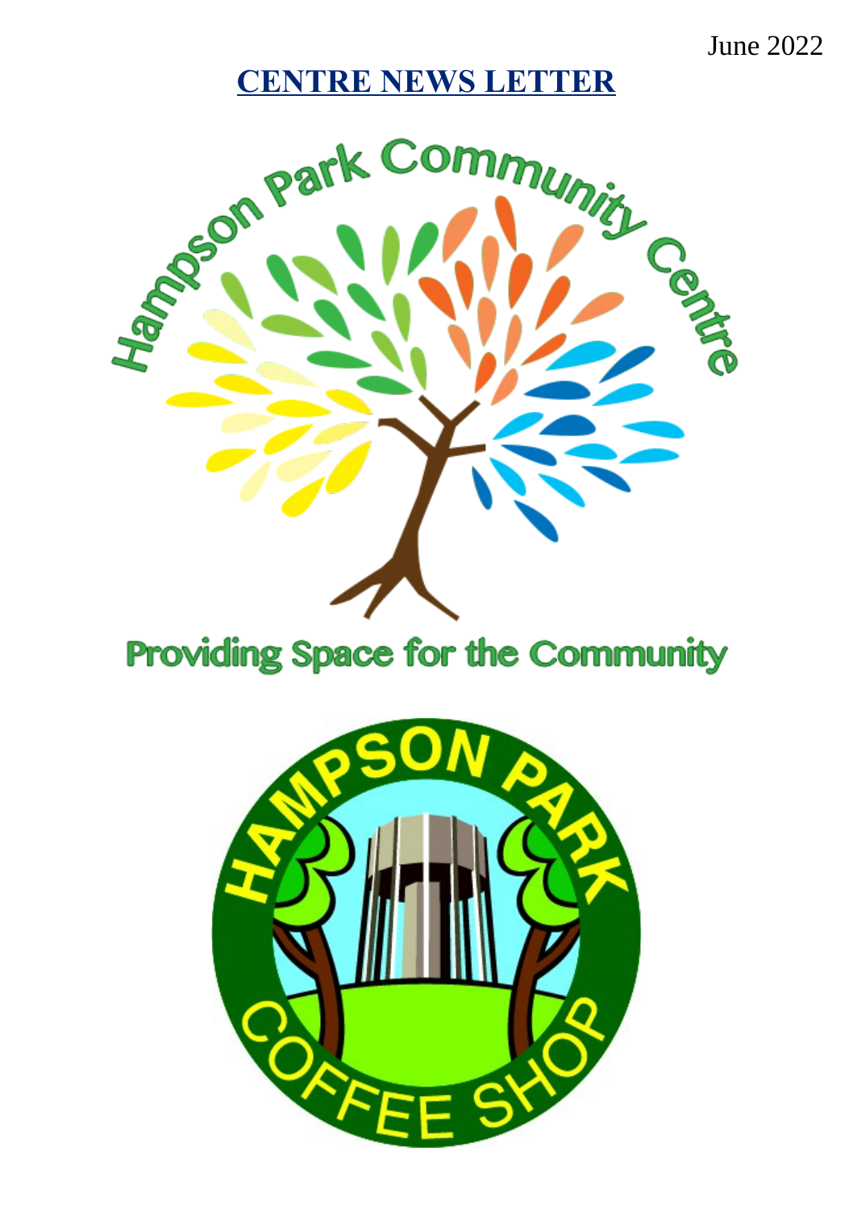June 2022

# CENTRE NEWS LETTER

Hampson Park Community Centre

Providing Space for the Community

HAMPSON PARK COFFEE SHOP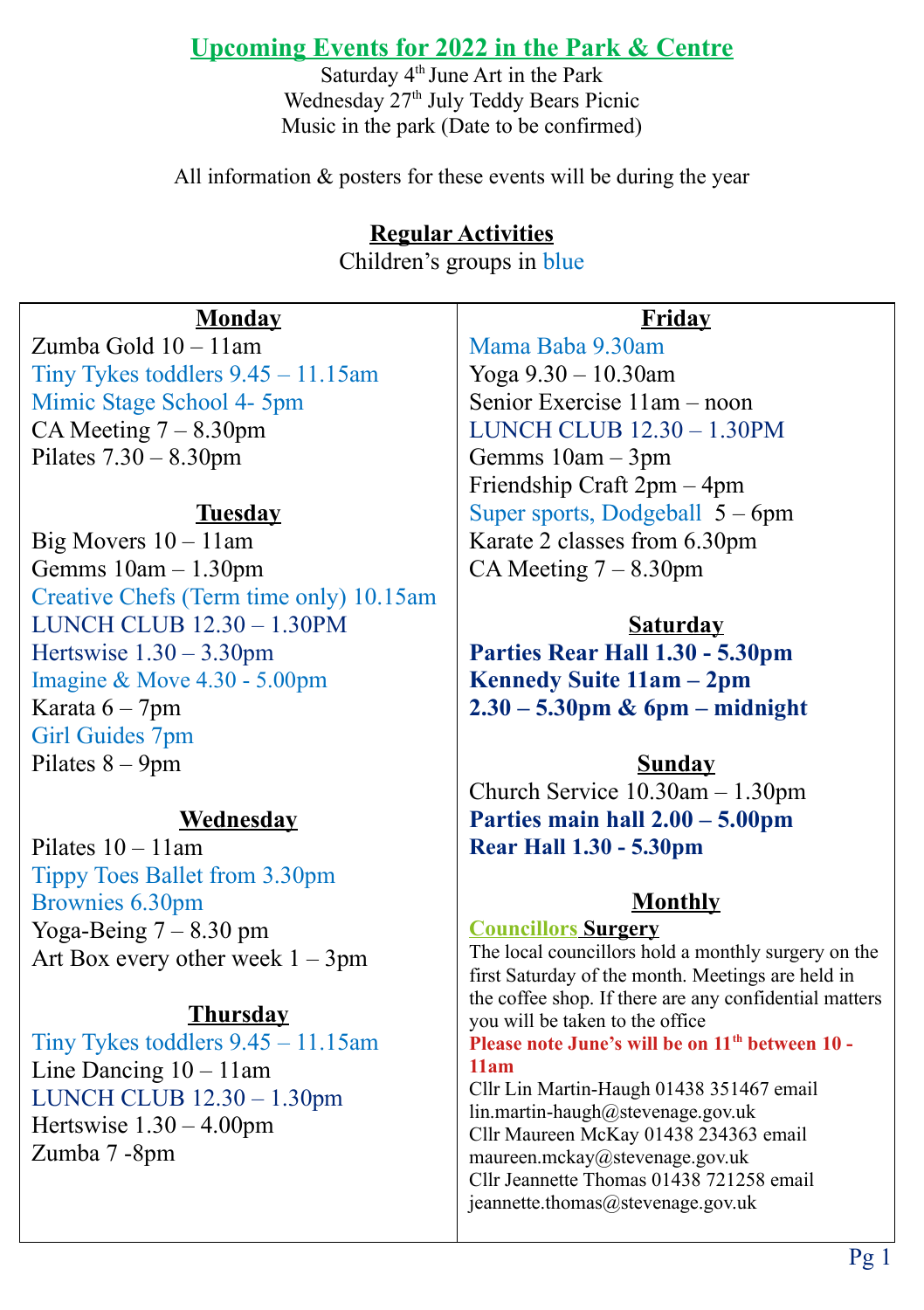## Upcoming Events for 2022 in the Park & Centre

Saturday 4th June Art in the Park
Wednesday 27th July Teddy Bears Picnic
Music in the park (Date to be confirmed)

All information & posters for these events will be during the year

### Regular Activities

Children's groups in blue

#### Monday

Zumba Gold 10 – 11am
Tiny Tykes toddlers 9.45 – 11.15am
Mimic Stage School 4- 5pm
CA Meeting 7 – 8.30pm
Pilates 7.30 – 8.30pm

#### Tuesday

Big Movers 10 – 11am
Gemms 10am – 1.30pm
Creative Chefs (Term time only) 10.15am
LUNCH CLUB 12.30 – 1.30PM
Hertswise 1.30 – 3.30pm
Imagine & Move 4.30 - 5.00pm
Karata 6 – 7pm
Girl Guides 7pm
Pilates 8 – 9pm

#### Wednesday

Pilates 10 – 11am
Tippy Toes Ballet from 3.30pm
Brownies 6.30pm
Yoga-Being 7 – 8.30 pm
Art Box every other week 1 – 3pm

#### Thursday

Tiny Tykes toddlers 9.45 – 11.15am
Line Dancing 10 – 11am
LUNCH CLUB 12.30 – 1.30pm
Hertswise 1.30 – 4.00pm
Zumba 7 -8pm

#### Friday

Mama Baba 9.30am
Yoga 9.30 – 10.30am
Senior Exercise 11am – noon
LUNCH CLUB 12.30 – 1.30PM
Gemms 10am – 3pm
Friendship Craft 2pm – 4pm
Super sports, Dodgeball 5 – 6pm
Karate 2 classes from 6.30pm
CA Meeting 7 – 8.30pm

#### Saturday

**Parties Rear Hall 1.30 - 5.30pm**
**Kennedy Suite 11am – 2pm**
**2.30 – 5.30pm & 6pm – midnight**

#### Sunday

Church Service 10.30am – 1.30pm
**Parties main hall 2.00 – 5.00pm**
**Rear Hall 1.30 - 5.30pm**

#### Monthly

**Councillors Surgery**

The local councillors hold a monthly surgery on the first Saturday of the month. Meetings are held in the coffee shop. If there are any confidential matters you will be taken to the office

**Please note June's will be on 11th between 10 - 11am**

Cllr Lin Martin-Haugh 01438 351467 email lin.martin-haugh@stevenage.gov.uk
Cllr Maureen McKay 01438 234363 email maureen.mckay@stevenage.gov.uk
Cllr Jeannette Thomas 01438 721258 email jeannette.thomas@stevenage.gov.uk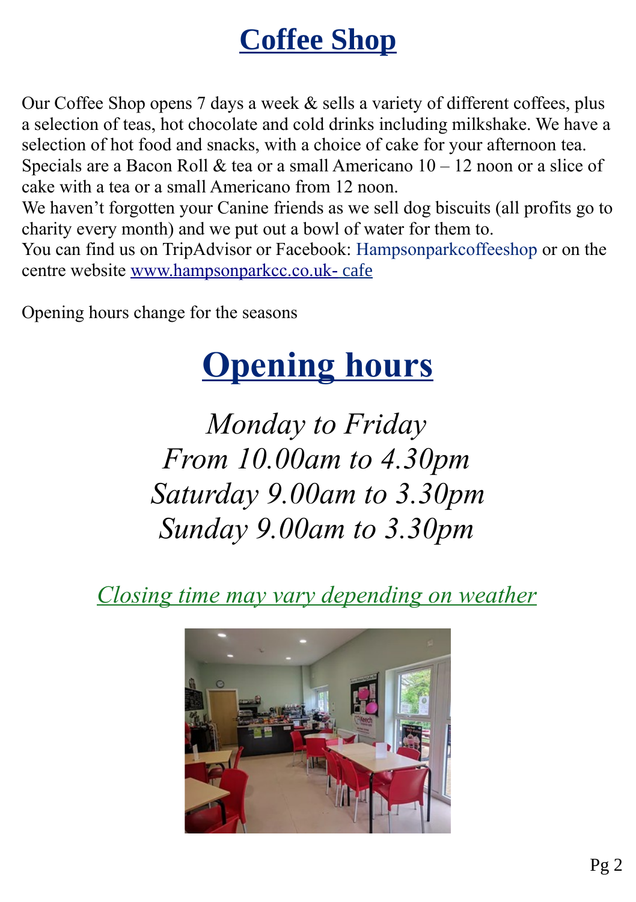# Coffee Shop

Our Coffee Shop opens 7 days a week & sells a variety of different coffees, plus a selection of teas, hot chocolate and cold drinks including milkshake. We have a selection of hot food and snacks, with a choice of cake for your afternoon tea. Specials are a Bacon Roll & tea or a small Americano 10 – 12 noon or a slice of cake with a tea or a small Americano from 12 noon.
We haven't forgotten your Canine friends as we sell dog biscuits (all profits go to charity every month) and we put out a bowl of water for them to.
You can find us on TripAdvisor or Facebook: Hampsonparkcoffeeshop or on the centre website [www.hampsonparkcc.co.uk- cafe](www.hampsonparkcc.co.uk- cafe)

Opening hours change for the seasons

# Opening hours

*Monday to Friday*
*From 10.00am to 4.30pm*
*Saturday 9.00am to 3.30pm*
*Sunday 9.00am to 3.30pm*

*Closing time may vary depending on weather*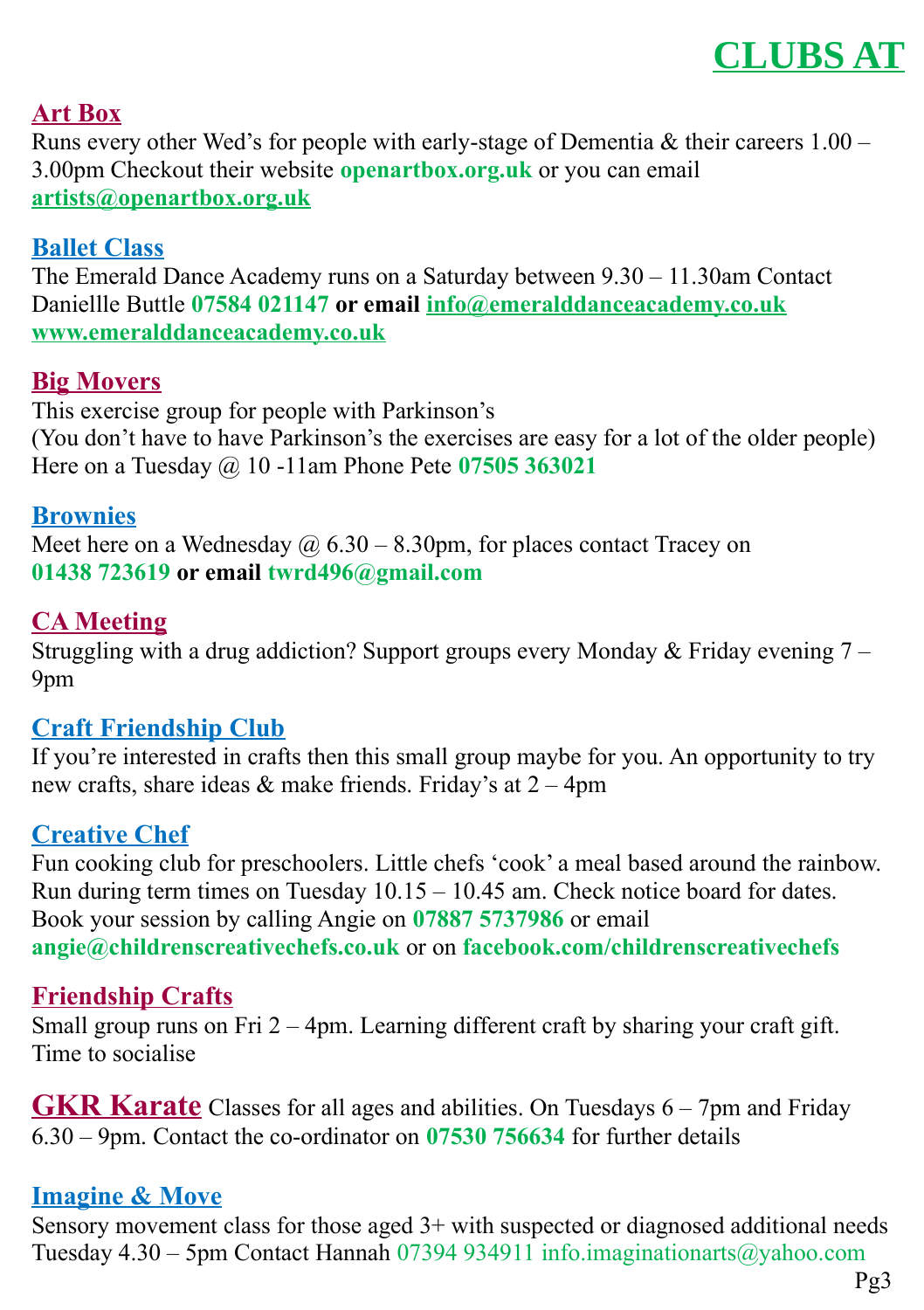# CLUBS AT

## Art Box

Runs every other Wed's for people with early-stage of Dementia & their careers 1.00 – 3.00pm Checkout their website **openartbox.org.uk** or you can email **artists@openartbox.org.uk**

## Ballet Class

The Emerald Dance Academy runs on a Saturday between 9.30 – 11.30am Contact Daniellle Buttle **07584 021147 or email info@emeralddanceacademy.co.uk www.emeralddanceacademy.co.uk**

## Big Movers

This exercise group for people with Parkinson's
(You don't have to have Parkinson's the exercises are easy for a lot of the older people)
Here on a Tuesday @ 10 -11am Phone Pete **07505 363021**

## Brownies

Meet here on a Wednesday @ 6.30 – 8.30pm, for places contact Tracey on **01438 723619 or email twrd496@gmail.com**

## CA Meeting

Struggling with a drug addiction? Support groups every Monday & Friday evening 7 – 9pm

## Craft Friendship Club

If you're interested in crafts then this small group maybe for you. An opportunity to try new crafts, share ideas & make friends. Friday's at 2 – 4pm

## Creative Chef

Fun cooking club for preschoolers. Little chefs 'cook' a meal based around the rainbow. Run during term times on Tuesday 10.15 – 10.45 am. Check notice board for dates. Book your session by calling Angie on **07887 5737986** or email **angie@childrenscreativechefs.co.uk** or on **facebook.com/childrenscreativechefs**

## Friendship Crafts

Small group runs on Fri 2 – 4pm. Learning different craft by sharing your craft gift. Time to socialise

## GKR Karate

Classes for all ages and abilities. On Tuesdays 6 – 7pm and Friday 6.30 – 9pm. Contact the co-ordinator on **07530 756634** for further details

## Imagine & Move

Sensory movement class for those aged 3+ with suspected or diagnosed additional needs Tuesday 4.30 – 5pm Contact Hannah 07394 934911 info.imaginationarts@yahoo.com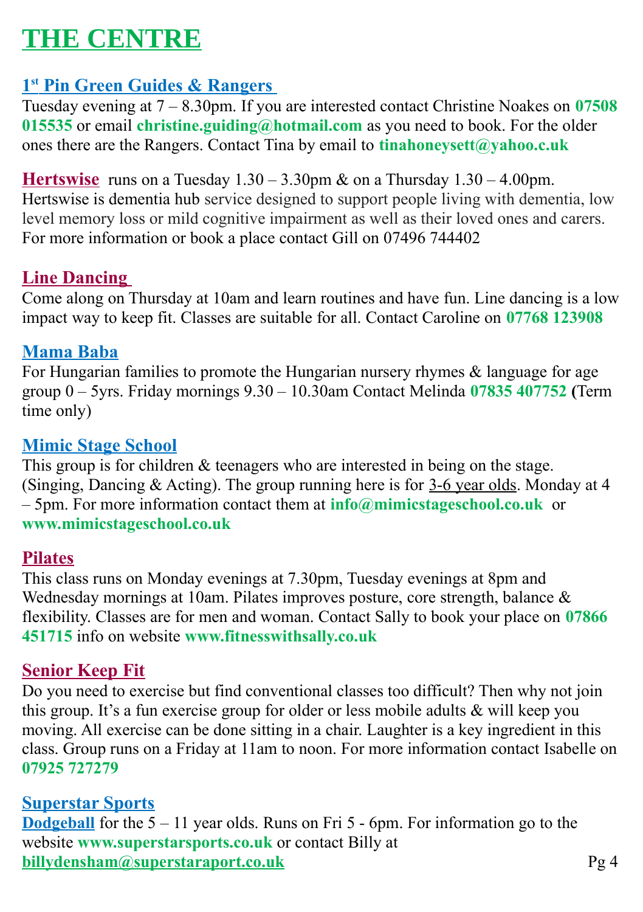# THE CENTRE

## 1st Pin Green Guides & Rangers

Tuesday evening at 7 – 8.30pm. If you are interested contact Christine Noakes on **07508 015535** or email **christine.guiding@hotmail.com** as you need to book. For the older ones there are the Rangers. Contact Tina by email to **tinahoneysett@yahoo.c.uk**

**Hertswise** runs on a Tuesday 1.30 – 3.30pm & on a Thursday 1.30 – 4.00pm. Hertswise is dementia hub service designed to support people living with dementia, low level memory loss or mild cognitive impairment as well as their loved ones and carers. For more information or book a place contact Gill on 07496 744402

## Line Dancing

Come along on Thursday at 10am and learn routines and have fun. Line dancing is a low impact way to keep fit. Classes are suitable for all. Contact Caroline on **07768 123908**

## Mama Baba

For Hungarian families to promote the Hungarian nursery rhymes & language for age group 0 – 5yrs. Friday mornings 9.30 – 10.30am Contact Melinda **07835 407752** (Term time only)

## Mimic Stage School

This group is for children & teenagers who are interested in being on the stage. (Singing, Dancing & Acting). The group running here is for 3-6 year olds. Monday at 4 – 5pm. For more information contact them at **info@mimicstageschool.co.uk** or **www.mimicstageschool.co.uk**

## Pilates

This class runs on Monday evenings at 7.30pm, Tuesday evenings at 8pm and Wednesday mornings at 10am. Pilates improves posture, core strength, balance & flexibility. Classes are for men and woman. Contact Sally to book your place on **07866 451715** info on website **www.fitnesswithsally.co.uk**

## Senior Keep Fit

Do you need to exercise but find conventional classes too difficult? Then why not join this group. It's a fun exercise group for older or less mobile adults & will keep you moving. All exercise can be done sitting in a chair. Laughter is a key ingredient in this class. Group runs on a Friday at 11am to noon. For more information contact Isabelle on **07925 727279**

## Superstar Sports

**Dodgeball** for the 5 – 11 year olds. Runs on Fri 5 - 6pm. For information go to the website **www.superstarsports.co.uk** or contact Billy at **billydensham@superstaraport.co.uk**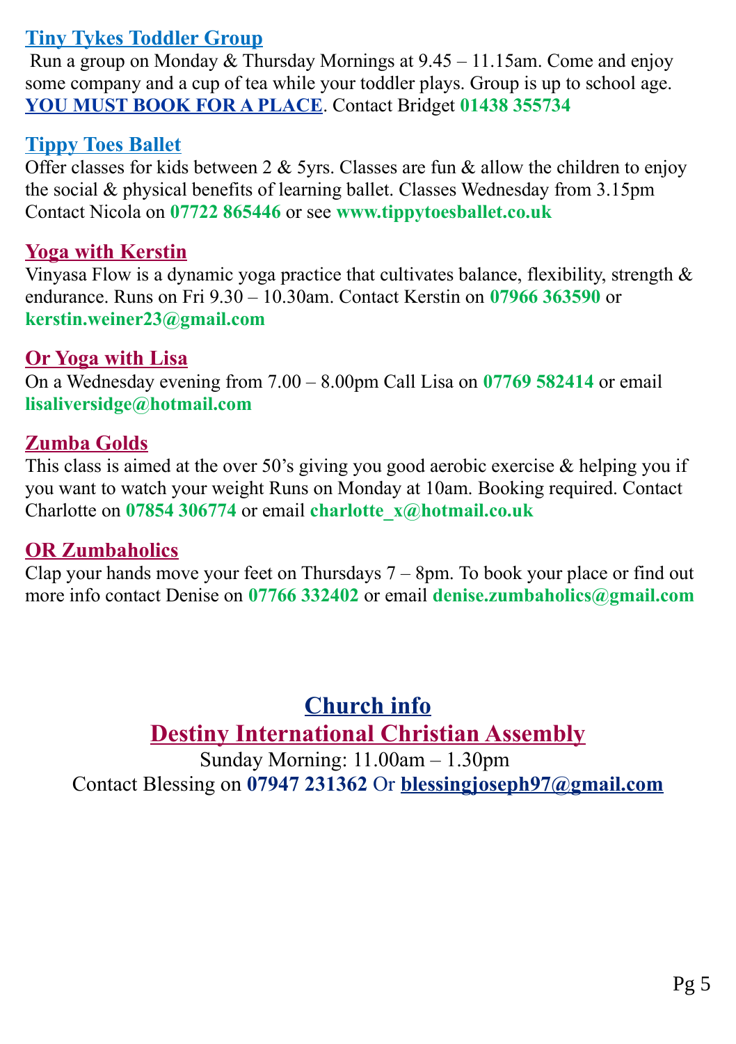### Tiny Tykes Toddler Group

Run a group on Monday & Thursday Mornings at 9.45 – 11.15am. Come and enjoy some company and a cup of tea while your toddler plays. Group is up to school age. **YOU MUST BOOK FOR A PLACE**. Contact Bridget **01438 355734**

### Tippy Toes Ballet

Offer classes for kids between 2 & 5yrs. Classes are fun & allow the children to enjoy the social & physical benefits of learning ballet. Classes Wednesday from 3.15pm Contact Nicola on **07722 865446** or see **www.tippytoesballet.co.uk**

### Yoga with Kerstin

Vinyasa Flow is a dynamic yoga practice that cultivates balance, flexibility, strength & endurance. Runs on Fri 9.30 – 10.30am. Contact Kerstin on **07966 363590** or **kerstin.weiner23@gmail.com**

### Or Yoga with Lisa

On a Wednesday evening from 7.00 – 8.00pm Call Lisa on **07769 582414** or email **lisaliversidge@hotmail.com**

### Zumba Golds

This class is aimed at the over 50's giving you good aerobic exercise & helping you if you want to watch your weight Runs on Monday at 10am. Booking required. Contact Charlotte on **07854 306774** or email **charlotte_x@hotmail.co.uk**

### OR Zumbaholics

Clap your hands move your feet on Thursdays 7 – 8pm. To book your place or find out more info contact Denise on **07766 332402** or email **denise.zumbaholics@gmail.com**

## Church info

## Destiny International Christian Assembly

Sunday Morning: 11.00am – 1.30pm

Contact Blessing on **07947 231362** Or **blessingjoseph97@gmail.com**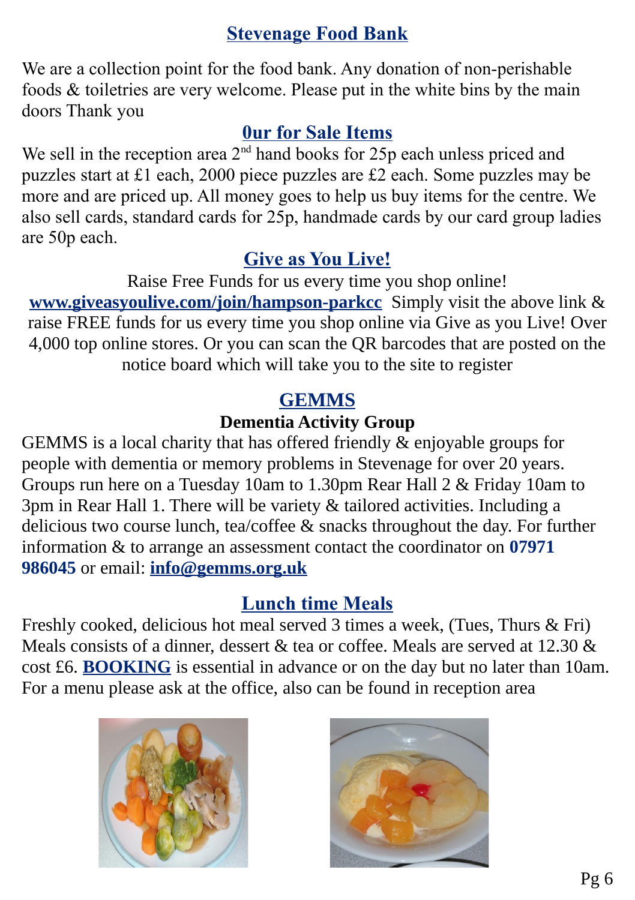## Stevenage Food Bank

We are a collection point for the food bank. Any donation of non-perishable foods & toiletries are very welcome. Please put in the white bins by the main doors Thank you

## 0ur for Sale Items

We sell in the reception area 2nd hand books for 25p each unless priced and puzzles start at £1 each, 2000 piece puzzles are £2 each. Some puzzles may be more and are priced up. All money goes to help us buy items for the centre. We also sell cards, standard cards for 25p, handmade cards by our card group ladies are 50p each.

## Give as You Live!

Raise Free Funds for us every time you shop online!

**www.giveasyoulive.com/join/hampson-parkcc** Simply visit the above link & raise FREE funds for us every time you shop online via Give as you Live! Over 4,000 top online stores. Or you can scan the QR barcodes that are posted on the notice board which will take you to the site to register

## GEMMS

**Dementia Activity Group**

GEMMS is a local charity that has offered friendly & enjoyable groups for people with dementia or memory problems in Stevenage for over 20 years. Groups run here on a Tuesday 10am to 1.30pm Rear Hall 2 & Friday 10am to 3pm in Rear Hall 1. There will be variety & tailored activities. Including a delicious two course lunch, tea/coffee & snacks throughout the day. For further information & to arrange an assessment contact the coordinator on **07971 986045** or email: **info@gemms.org.uk**

## Lunch time Meals

Freshly cooked, delicious hot meal served 3 times a week, (Tues, Thurs & Fri) Meals consists of a dinner, dessert & tea or coffee. Meals are served at 12.30 & cost £6. **BOOKING** is essential in advance or on the day but no later than 10am. For a menu please ask at the office, also can be found in reception area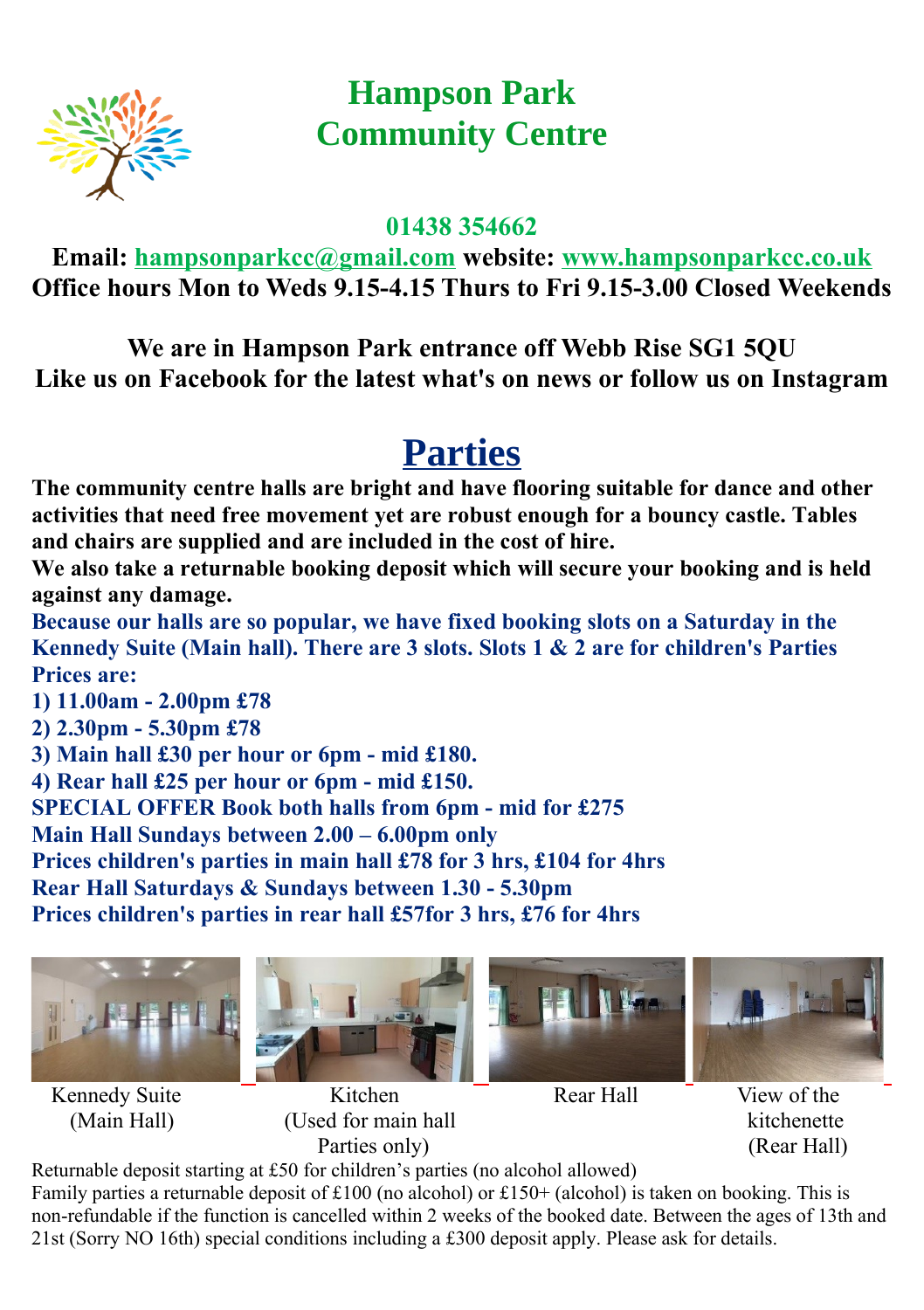# Hampson Park Community Centre

**01438 354662**

**Email: hampsonparkcc@gmail.com website: www.hampsonparkcc.co.uk**

**Office hours Mon to Weds 9.15-4.15 Thurs to Fri 9.15-3.00 Closed Weekends**

**We are in Hampson Park entrance off Webb Rise SG1 5QU**

**Like us on Facebook for the latest what's on news or follow us on Instagram**

## Parties

**The community centre halls are bright and have flooring suitable for dance and other activities that need free movement yet are robust enough for a bouncy castle. Tables and chairs are supplied and are included in the cost of hire.**

**We also take a returnable booking deposit which will secure your booking and is held against any damage.**

**Because our halls are so popular, we have fixed booking slots on a Saturday in the Kennedy Suite (Main hall). There are 3 slots. Slots 1 & 2 are for children's Parties**

**Prices are:**

**1) 11.00am - 2.00pm £78**

**2) 2.30pm - 5.30pm £78**

**3) Main hall £30 per hour or 6pm - mid £180.**

**4) Rear hall £25 per hour or 6pm - mid £150.**

**SPECIAL OFFER Book both halls from 6pm - mid for £275**

**Main Hall Sundays between 2.00 – 6.00pm only**

**Prices children's parties in main hall £78 for 3 hrs, £104 for 4hrs**

**Rear Hall Saturdays & Sundays between 1.30 - 5.30pm**

**Prices children's parties in rear hall £57for 3 hrs, £76 for 4hrs**

Kennedy Suite (Main Hall)

Kitchen (Used for main hall Parties only)

Rear Hall

View of the kitchenette (Rear Hall)

Returnable deposit starting at £50 for children's parties (no alcohol allowed)

Family parties a returnable deposit of £100 (no alcohol) or £150+ (alcohol) is taken on booking. This is non-refundable if the function is cancelled within 2 weeks of the booked date. Between the ages of 13th and 21st (Sorry NO 16th) special conditions including a £300 deposit apply. Please ask for details.